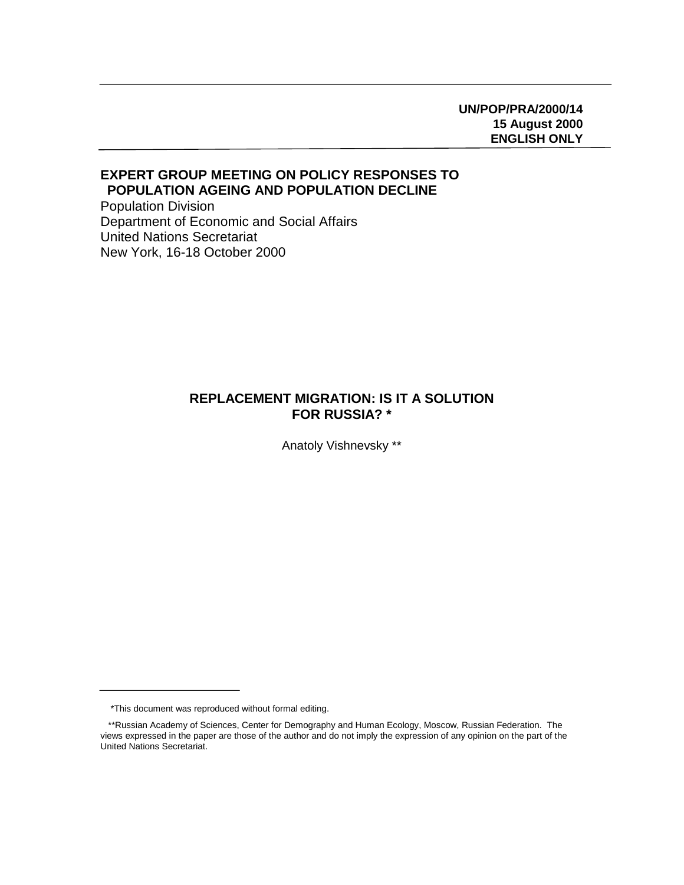**UN/POP/PRA/2000/14**
**15 August 2000**
**ENGLISH ONLY**

**EXPERT GROUP MEETING ON POLICY RESPONSES TO POPULATION AGEING AND POPULATION DECLINE**
Population Division
Department of Economic and Social Affairs
United Nations Secretariat
New York, 16-18 October 2000

# REPLACEMENT MIGRATION: IS IT A SOLUTION FOR RUSSIA? *

Anatoly Vishnevsky **

---

*This document was reproduced without formal editing.

**Russian Academy of Sciences, Center for Demography and Human Ecology, Moscow, Russian Federation. The views expressed in the paper are those of the author and do not imply the expression of any opinion on the part of the United Nations Secretariat.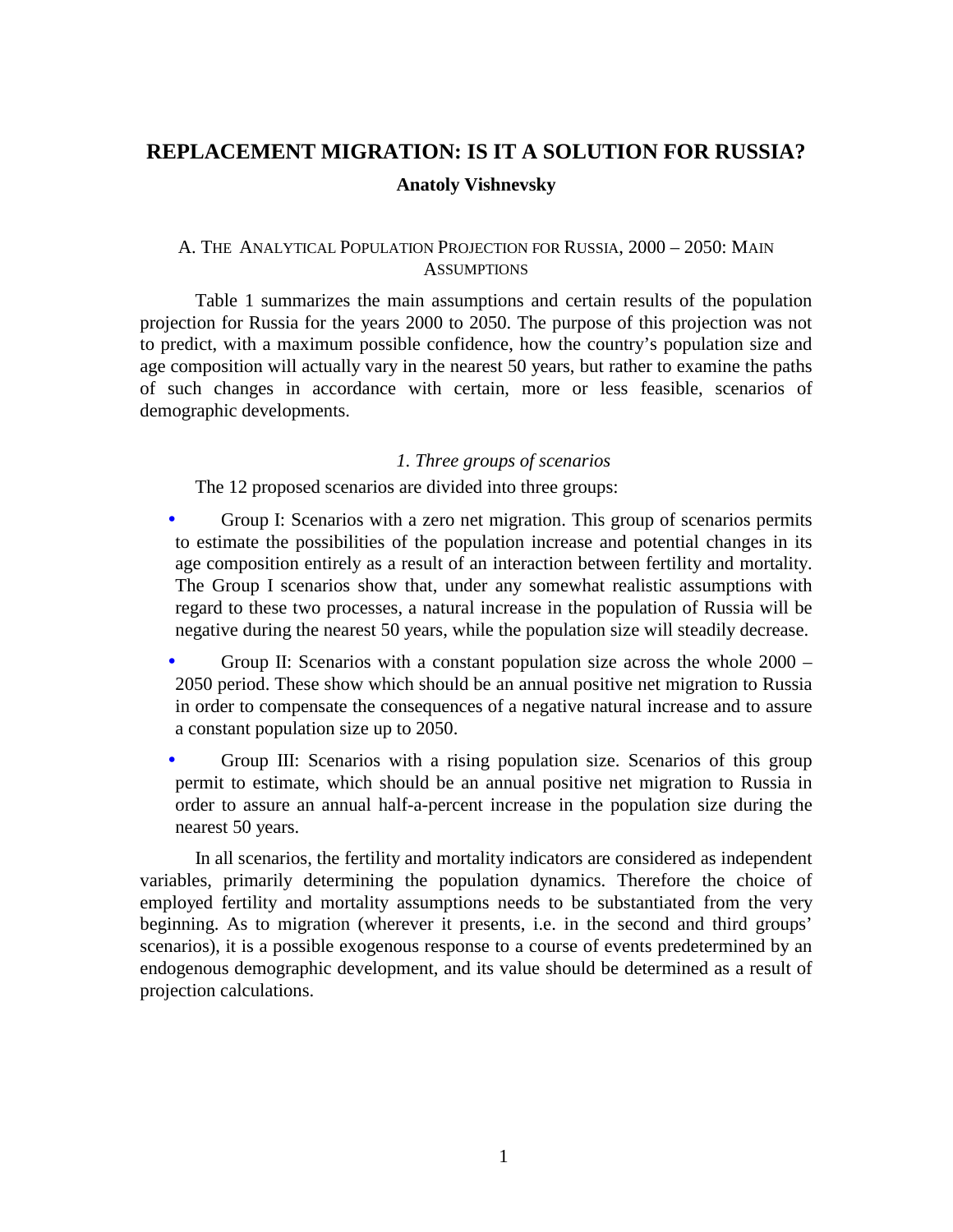# REPLACEMENT MIGRATION: IS IT A SOLUTION FOR RUSSIA?

**Anatoly Vishnevsky**

## A. THE ANALYTICAL POPULATION PROJECTION FOR RUSSIA, 2000 – 2050: MAIN ASSUMPTIONS

Table 1 summarizes the main assumptions and certain results of the population projection for Russia for the years 2000 to 2050. The purpose of this projection was not to predict, with a maximum possible confidence, how the country's population size and age composition will actually vary in the nearest 50 years, but rather to examine the paths of such changes in accordance with certain, more or less feasible, scenarios of demographic developments.

### *1. Three groups of scenarios*

The 12 proposed scenarios are divided into three groups:

- Group I: Scenarios with a zero net migration. This group of scenarios permits to estimate the possibilities of the population increase and potential changes in its age composition entirely as a result of an interaction between fertility and mortality. The Group I scenarios show that, under any somewhat realistic assumptions with regard to these two processes, a natural increase in the population of Russia will be negative during the nearest 50 years, while the population size will steadily decrease.
- Group II: Scenarios with a constant population size across the whole 2000 – 2050 period. These show which should be an annual positive net migration to Russia in order to compensate the consequences of a negative natural increase and to assure a constant population size up to 2050.
- Group III: Scenarios with a rising population size. Scenarios of this group permit to estimate, which should be an annual positive net migration to Russia in order to assure an annual half-a-percent increase in the population size during the nearest 50 years.

In all scenarios, the fertility and mortality indicators are considered as independent variables, primarily determining the population dynamics. Therefore the choice of employed fertility and mortality assumptions needs to be substantiated from the very beginning. As to migration (wherever it presents, i.e. in the second and third groups' scenarios), it is a possible exogenous response to a course of events predetermined by an endogenous demographic development, and its value should be determined as a result of projection calculations.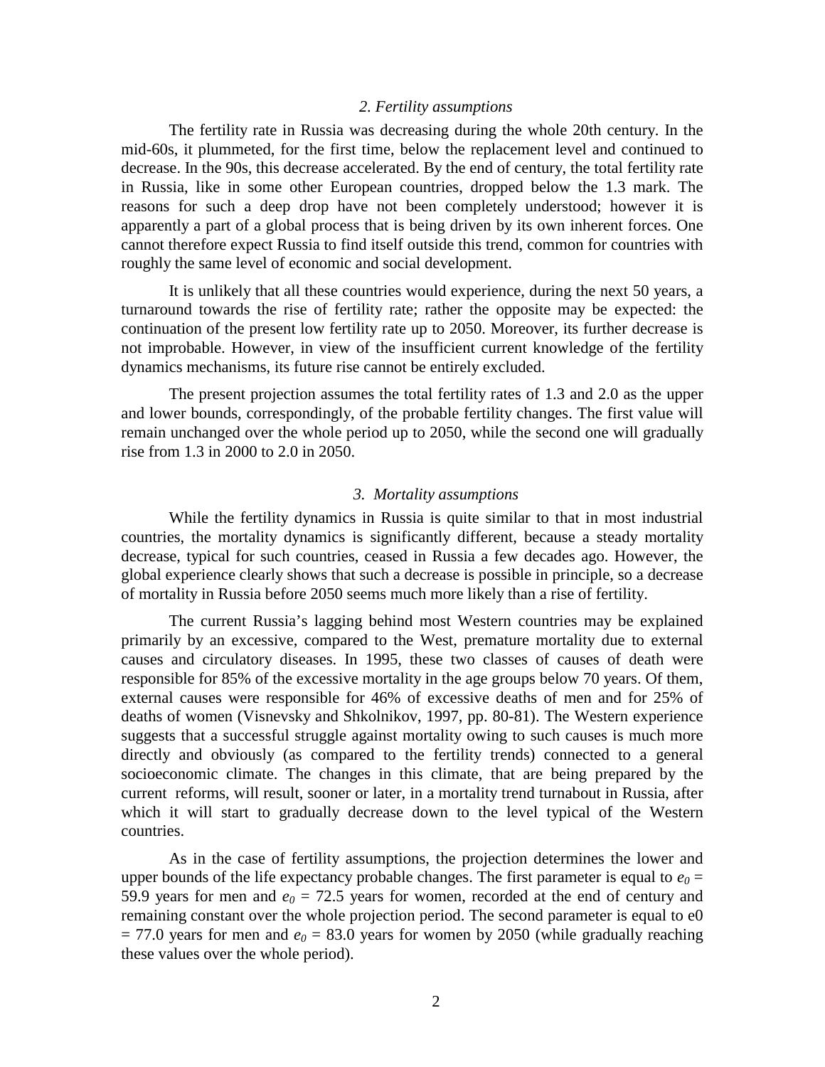## *2. Fertility assumptions*

The fertility rate in Russia was decreasing during the whole 20th century. In the mid-60s, it plummeted, for the first time, below the replacement level and continued to decrease. In the 90s, this decrease accelerated. By the end of century, the total fertility rate in Russia, like in some other European countries, dropped below the 1.3 mark. The reasons for such a deep drop have not been completely understood; however it is apparently a part of a global process that is being driven by its own inherent forces. One cannot therefore expect Russia to find itself outside this trend, common for countries with roughly the same level of economic and social development.

It is unlikely that all these countries would experience, during the next 50 years, a turnaround towards the rise of fertility rate; rather the opposite may be expected: the continuation of the present low fertility rate up to 2050. Moreover, its further decrease is not improbable. However, in view of the insufficient current knowledge of the fertility dynamics mechanisms, its future rise cannot be entirely excluded.

The present projection assumes the total fertility rates of 1.3 and 2.0 as the upper and lower bounds, correspondingly, of the probable fertility changes. The first value will remain unchanged over the whole period up to 2050, while the second one will gradually rise from 1.3 in 2000 to 2.0 in 2050.

## *3. Mortality assumptions*

While the fertility dynamics in Russia is quite similar to that in most industrial countries, the mortality dynamics is significantly different, because a steady mortality decrease, typical for such countries, ceased in Russia a few decades ago. However, the global experience clearly shows that such a decrease is possible in principle, so a decrease of mortality in Russia before 2050 seems much more likely than a rise of fertility.

The current Russia's lagging behind most Western countries may be explained primarily by an excessive, compared to the West, premature mortality due to external causes and circulatory diseases. In 1995, these two classes of causes of death were responsible for 85% of the excessive mortality in the age groups below 70 years. Of them, external causes were responsible for 46% of excessive deaths of men and for 25% of deaths of women (Visnevsky and Shkolnikov, 1997, pp. 80-81). The Western experience suggests that a successful struggle against mortality owing to such causes is much more directly and obviously (as compared to the fertility trends) connected to a general socioeconomic climate. The changes in this climate, that are being prepared by the current reforms, will result, sooner or later, in a mortality trend turnabout in Russia, after which it will start to gradually decrease down to the level typical of the Western countries.

As in the case of fertility assumptions, the projection determines the lower and upper bounds of the life expectancy probable changes. The first parameter is equal to $e_0$ = 59.9 years for men and $e_0$ = 72.5 years for women, recorded at the end of century and remaining constant over the whole projection period. The second parameter is equal to e0 = 77.0 years for men and $e_0$ = 83.0 years for women by 2050 (while gradually reaching these values over the whole period).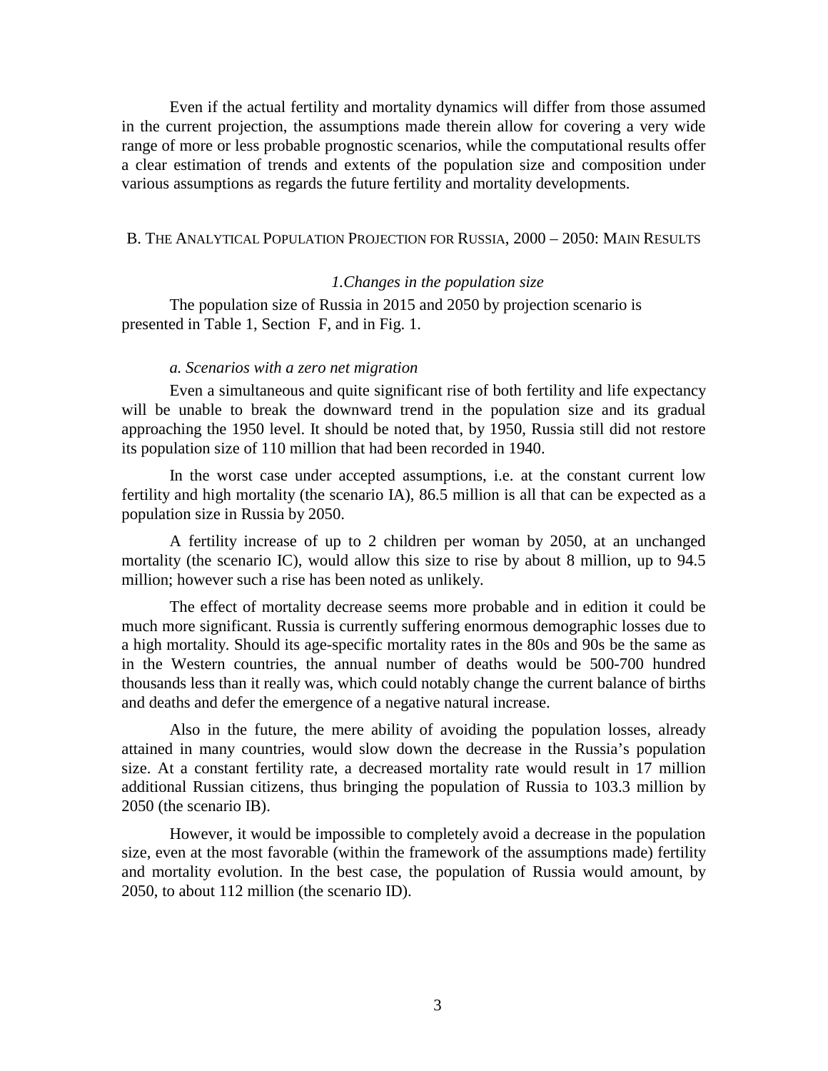Even if the actual fertility and mortality dynamics will differ from those assumed in the current projection, the assumptions made therein allow for covering a very wide range of more or less probable prognostic scenarios, while the computational results offer a clear estimation of trends and extents of the population size and composition under various assumptions as regards the future fertility and mortality developments.

## B. The Analytical Population Projection for Russia, 2000 – 2050: Main Results

### *1.Changes in the population size*

The population size of Russia in 2015 and 2050 by projection scenario is presented in Table 1, Section F, and in Fig. 1.

#### *a. Scenarios with a zero net migration*

Even a simultaneous and quite significant rise of both fertility and life expectancy will be unable to break the downward trend in the population size and its gradual approaching the 1950 level. It should be noted that, by 1950, Russia still did not restore its population size of 110 million that had been recorded in 1940.

In the worst case under accepted assumptions, i.e. at the constant current low fertility and high mortality (the scenario IA), 86.5 million is all that can be expected as a population size in Russia by 2050.

A fertility increase of up to 2 children per woman by 2050, at an unchanged mortality (the scenario IC), would allow this size to rise by about 8 million, up to 94.5 million; however such a rise has been noted as unlikely.

The effect of mortality decrease seems more probable and in edition it could be much more significant. Russia is currently suffering enormous demographic losses due to a high mortality. Should its age-specific mortality rates in the 80s and 90s be the same as in the Western countries, the annual number of deaths would be 500-700 hundred thousands less than it really was, which could notably change the current balance of births and deaths and defer the emergence of a negative natural increase.

Also in the future, the mere ability of avoiding the population losses, already attained in many countries, would slow down the decrease in the Russia's population size. At a constant fertility rate, a decreased mortality rate would result in 17 million additional Russian citizens, thus bringing the population of Russia to 103.3 million by 2050 (the scenario IB).

However, it would be impossible to completely avoid a decrease in the population size, even at the most favorable (within the framework of the assumptions made) fertility and mortality evolution. In the best case, the population of Russia would amount, by 2050, to about 112 million (the scenario ID).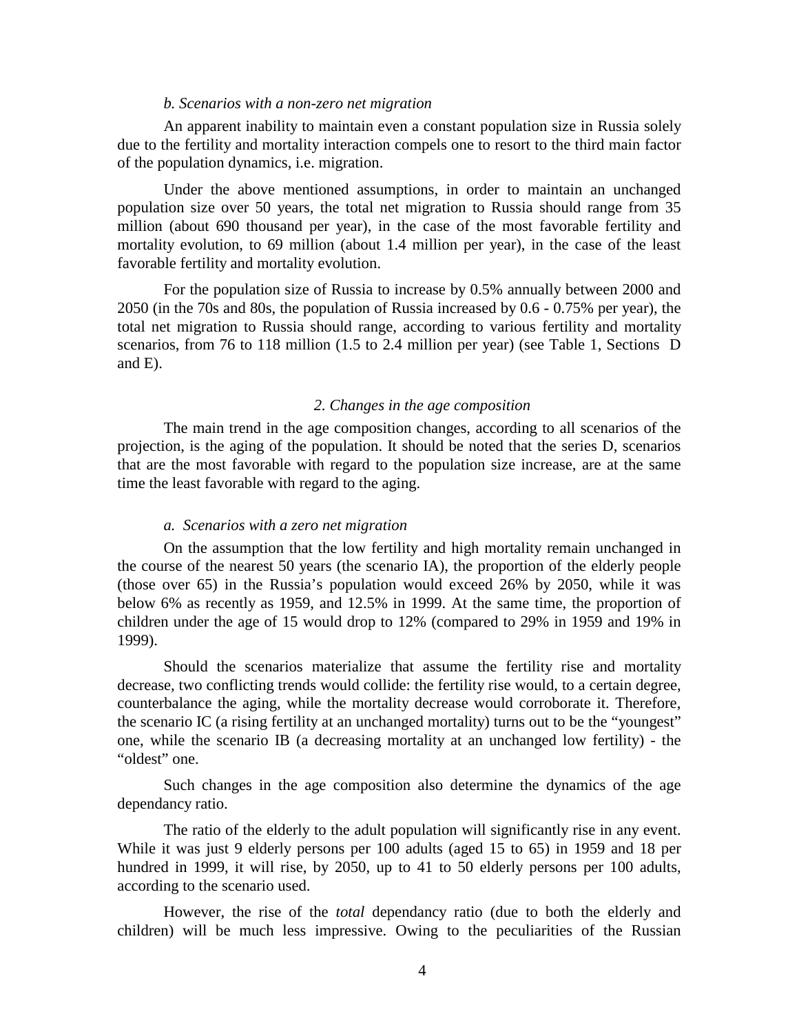*b. Scenarios with a non-zero net migration*

An apparent inability to maintain even a constant population size in Russia solely due to the fertility and mortality interaction compels one to resort to the third main factor of the population dynamics, i.e. migration.

Under the above mentioned assumptions, in order to maintain an unchanged population size over 50 years, the total net migration to Russia should range from 35 million (about 690 thousand per year), in the case of the most favorable fertility and mortality evolution, to 69 million (about 1.4 million per year), in the case of the least favorable fertility and mortality evolution.

For the population size of Russia to increase by 0.5% annually between 2000 and 2050 (in the 70s and 80s, the population of Russia increased by 0.6 - 0.75% per year), the total net migration to Russia should range, according to various fertility and mortality scenarios, from 76 to 118 million (1.5 to 2.4 million per year) (see Table 1, Sections D and E).

### *2. Changes in the age composition*

The main trend in the age composition changes, according to all scenarios of the projection, is the aging of the population. It should be noted that the series D, scenarios that are the most favorable with regard to the population size increase, are at the same time the least favorable with regard to the aging.

*a. Scenarios with a zero net migration*

On the assumption that the low fertility and high mortality remain unchanged in the course of the nearest 50 years (the scenario IA), the proportion of the elderly people (those over 65) in the Russia's population would exceed 26% by 2050, while it was below 6% as recently as 1959, and 12.5% in 1999. At the same time, the proportion of children under the age of 15 would drop to 12% (compared to 29% in 1959 and 19% in 1999).

Should the scenarios materialize that assume the fertility rise and mortality decrease, two conflicting trends would collide: the fertility rise would, to a certain degree, counterbalance the aging, while the mortality decrease would corroborate it. Therefore, the scenario IC (a rising fertility at an unchanged mortality) turns out to be the "youngest" one, while the scenario IB (a decreasing mortality at an unchanged low fertility) - the "oldest" one.

Such changes in the age composition also determine the dynamics of the age dependancy ratio.

The ratio of the elderly to the adult population will significantly rise in any event. While it was just 9 elderly persons per 100 adults (aged 15 to 65) in 1959 and 18 per hundred in 1999, it will rise, by 2050, up to 41 to 50 elderly persons per 100 adults, according to the scenario used.

However, the rise of the *total* dependancy ratio (due to both the elderly and children) will be much less impressive. Owing to the peculiarities of the Russian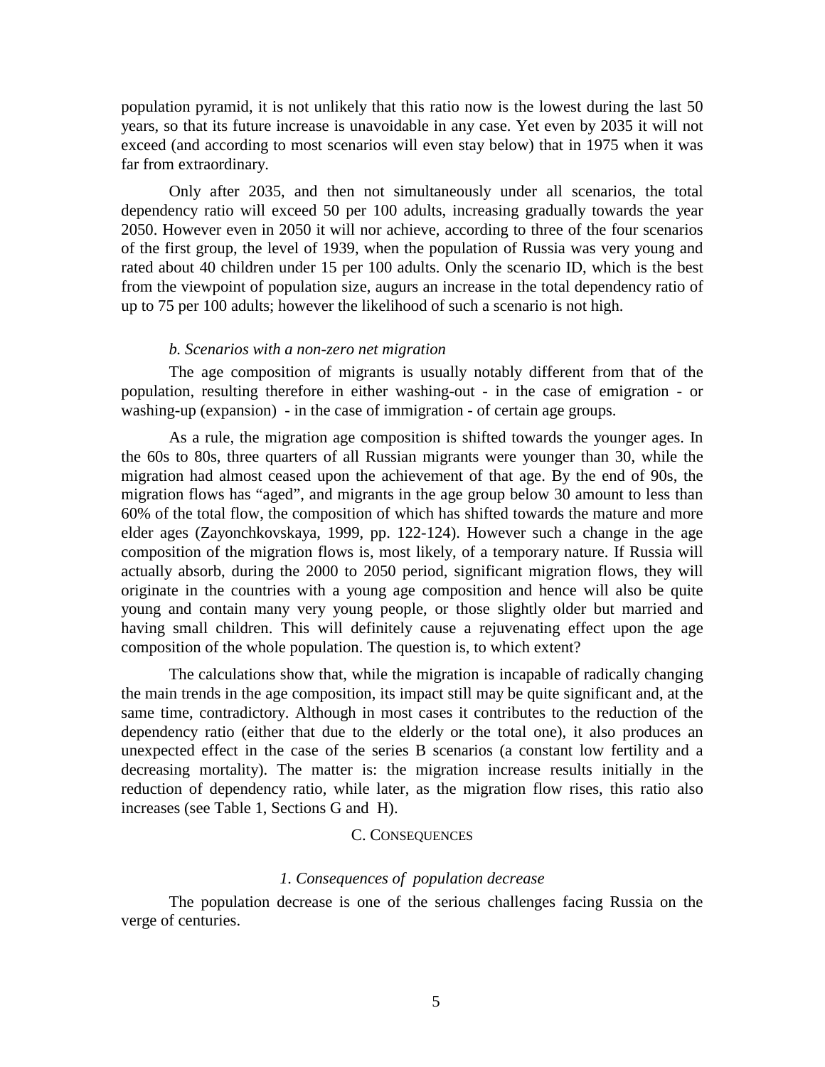population pyramid, it is not unlikely that this ratio now is the lowest during the last 50 years, so that its future increase is unavoidable in any case. Yet even by 2035 it will not exceed (and according to most scenarios will even stay below) that in 1975 when it was far from extraordinary.

Only after 2035, and then not simultaneously under all scenarios, the total dependency ratio will exceed 50 per 100 adults, increasing gradually towards the year 2050. However even in 2050 it will nor achieve, according to three of the four scenarios of the first group, the level of 1939, when the population of Russia was very young and rated about 40 children under 15 per 100 adults. Only the scenario ID, which is the best from the viewpoint of population size, augurs an increase in the total dependency ratio of up to 75 per 100 adults; however the likelihood of such a scenario is not high.

*b. Scenarios with a non-zero net migration*

The age composition of migrants is usually notably different from that of the population, resulting therefore in either washing-out - in the case of emigration - or washing-up (expansion) - in the case of immigration - of certain age groups.

As a rule, the migration age composition is shifted towards the younger ages. In the 60s to 80s, three quarters of all Russian migrants were younger than 30, while the migration had almost ceased upon the achievement of that age. By the end of 90s, the migration flows has "aged", and migrants in the age group below 30 amount to less than 60% of the total flow, the composition of which has shifted towards the mature and more elder ages (Zayonchkovskaya, 1999, pp. 122-124). However such a change in the age composition of the migration flows is, most likely, of a temporary nature. If Russia will actually absorb, during the 2000 to 2050 period, significant migration flows, they will originate in the countries with a young age composition and hence will also be quite young and contain many very young people, or those slightly older but married and having small children. This will definitely cause a rejuvenating effect upon the age composition of the whole population. The question is, to which extent?

The calculations show that, while the migration is incapable of radically changing the main trends in the age composition, its impact still may be quite significant and, at the same time, contradictory. Although in most cases it contributes to the reduction of the dependency ratio (either that due to the elderly or the total one), it also produces an unexpected effect in the case of the series B scenarios (a constant low fertility and a decreasing mortality). The matter is: the migration increase results initially in the reduction of dependency ratio, while later, as the migration flow rises, this ratio also increases (see Table 1, Sections G and H).

## C. Consequences

### *1. Consequences of population decrease*

The population decrease is one of the serious challenges facing Russia on the verge of centuries.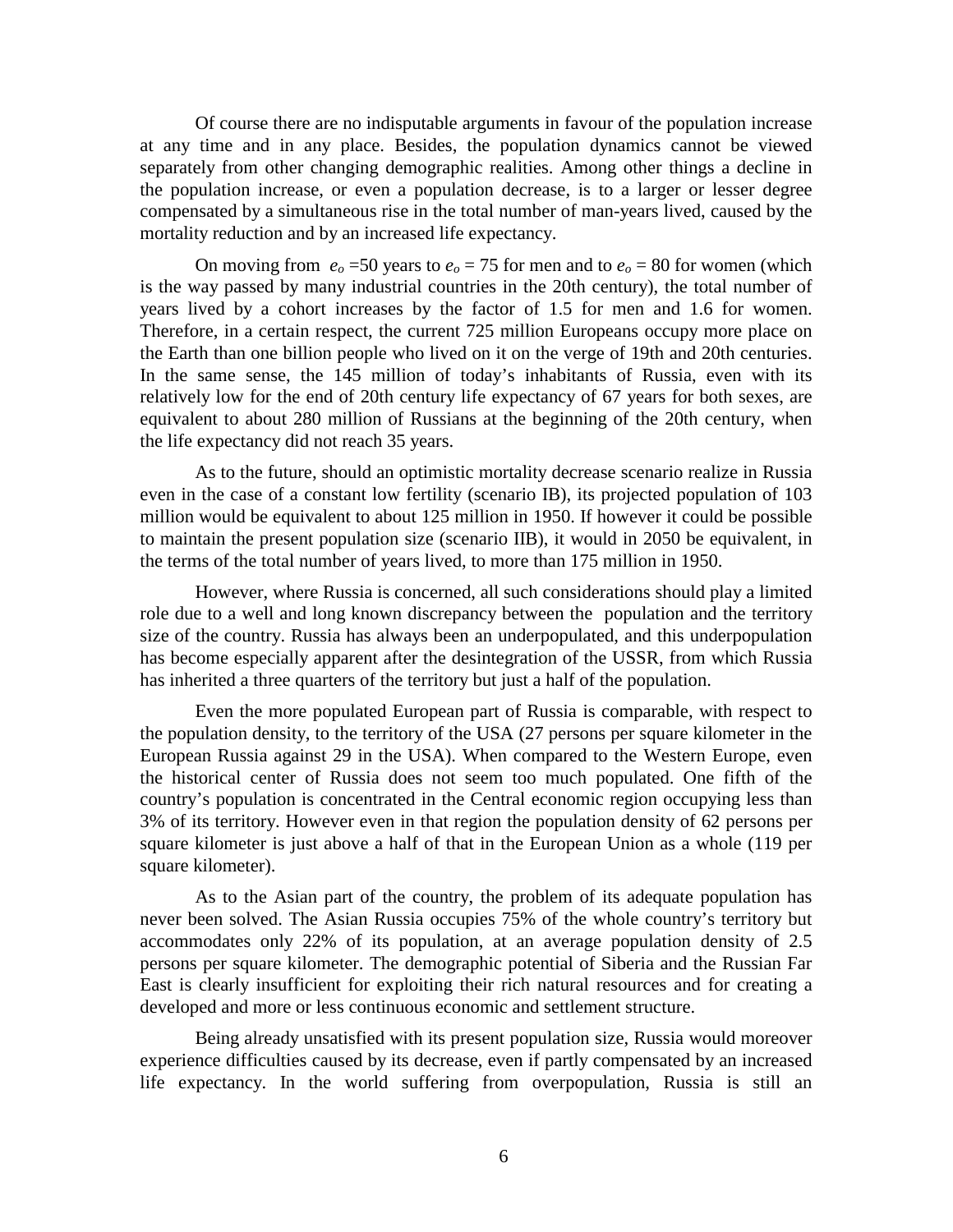Of course there are no indisputable arguments in favour of the population increase at any time and in any place. Besides, the population dynamics cannot be viewed separately from other changing demographic realities. Among other things a decline in the population increase, or even a population decrease, is to a larger or lesser degree compensated by a simultaneous rise in the total number of man-years lived, caused by the mortality reduction and by an increased life expectancy.

On moving from $e_o$ =50 years to $e_o$ = 75 for men and to $e_o$ = 80 for women (which is the way passed by many industrial countries in the 20th century), the total number of years lived by a cohort increases by the factor of 1.5 for men and 1.6 for women. Therefore, in a certain respect, the current 725 million Europeans occupy more place on the Earth than one billion people who lived on it on the verge of 19th and 20th centuries. In the same sense, the 145 million of today's inhabitants of Russia, even with its relatively low for the end of 20th century life expectancy of 67 years for both sexes, are equivalent to about 280 million of Russians at the beginning of the 20th century, when the life expectancy did not reach 35 years.

As to the future, should an optimistic mortality decrease scenario realize in Russia even in the case of a constant low fertility (scenario IB), its projected population of 103 million would be equivalent to about 125 million in 1950. If however it could be possible to maintain the present population size (scenario IIB), it would in 2050 be equivalent, in the terms of the total number of years lived, to more than 175 million in 1950.

However, where Russia is concerned, all such considerations should play a limited role due to a well and long known discrepancy between the population and the territory size of the country. Russia has always been an underpopulated, and this underpopulation has become especially apparent after the desintegration of the USSR, from which Russia has inherited a three quarters of the territory but just a half of the population.

Even the more populated European part of Russia is comparable, with respect to the population density, to the territory of the USA (27 persons per square kilometer in the European Russia against 29 in the USA). When compared to the Western Europe, even the historical center of Russia does not seem too much populated. One fifth of the country's population is concentrated in the Central economic region occupying less than 3% of its territory. However even in that region the population density of 62 persons per square kilometer is just above a half of that in the European Union as a whole (119 per square kilometer).

As to the Asian part of the country, the problem of its adequate population has never been solved. The Asian Russia occupies 75% of the whole country's territory but accommodates only 22% of its population, at an average population density of 2.5 persons per square kilometer. The demographic potential of Siberia and the Russian Far East is clearly insufficient for exploiting their rich natural resources and for creating a developed and more or less continuous economic and settlement structure.

Being already unsatisfied with its present population size, Russia would moreover experience difficulties caused by its decrease, even if partly compensated by an increased life expectancy. In the world suffering from overpopulation, Russia is still an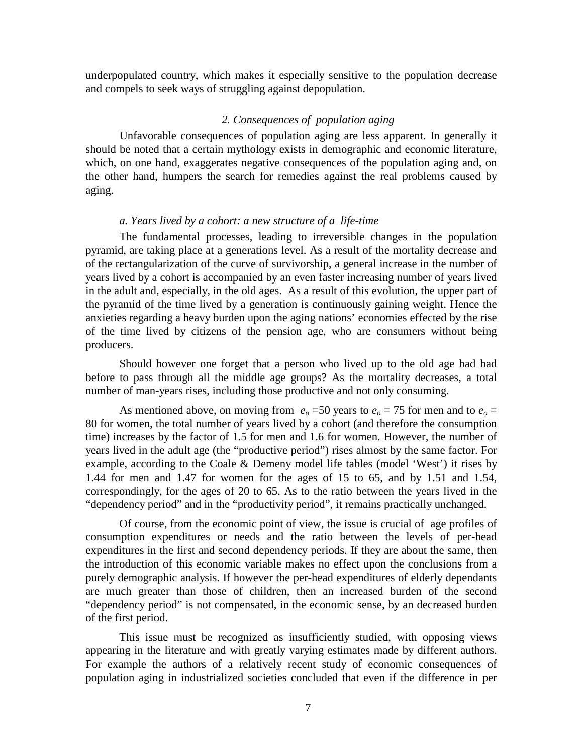underpopulated country, which makes it especially sensitive to the population decrease and compels to seek ways of struggling against depopulation.

### *2. Consequences of population aging*

Unfavorable consequences of population aging are less apparent. In generally it should be noted that a certain mythology exists in demographic and economic literature, which, on one hand, exaggerates negative consequences of the population aging and, on the other hand, humpers the search for remedies against the real problems caused by aging.

#### *a. Years lived by a cohort: a new structure of a life-time*

The fundamental processes, leading to irreversible changes in the population pyramid, are taking place at a generations level. As a result of the mortality decrease and of the rectangularization of the curve of survivorship, a general increase in the number of years lived by a cohort is accompanied by an even faster increasing number of years lived in the adult and, especially, in the old ages. As a result of this evolution, the upper part of the pyramid of the time lived by a generation is continuously gaining weight. Hence the anxieties regarding a heavy burden upon the aging nations' economies effected by the rise of the time lived by citizens of the pension age, who are consumers without being producers.

Should however one forget that a person who lived up to the old age had had before to pass through all the middle age groups? As the mortality decreases, a total number of man-years rises, including those productive and not only consuming.

As mentioned above, on moving from $e_o$ =50 years to $e_o$ = 75 for men and to $e_o$ = 80 for women, the total number of years lived by a cohort (and therefore the consumption time) increases by the factor of 1.5 for men and 1.6 for women. However, the number of years lived in the adult age (the "productive period") rises almost by the same factor. For example, according to the Coale & Demeny model life tables (model 'West') it rises by 1.44 for men and 1.47 for women for the ages of 15 to 65, and by 1.51 and 1.54, correspondingly, for the ages of 20 to 65. As to the ratio between the years lived in the "dependency period" and in the "productivity period", it remains practically unchanged.

Of course, from the economic point of view, the issue is crucial of age profiles of consumption expenditures or needs and the ratio between the levels of per-head expenditures in the first and second dependency periods. If they are about the same, then the introduction of this economic variable makes no effect upon the conclusions from a purely demographic analysis. If however the per-head expenditures of elderly dependants are much greater than those of children, then an increased burden of the second "dependency period" is not compensated, in the economic sense, by an decreased burden of the first period.

This issue must be recognized as insufficiently studied, with opposing views appearing in the literature and with greatly varying estimates made by different authors. For example the authors of a relatively recent study of economic consequences of population aging in industrialized societies concluded that even if the difference in per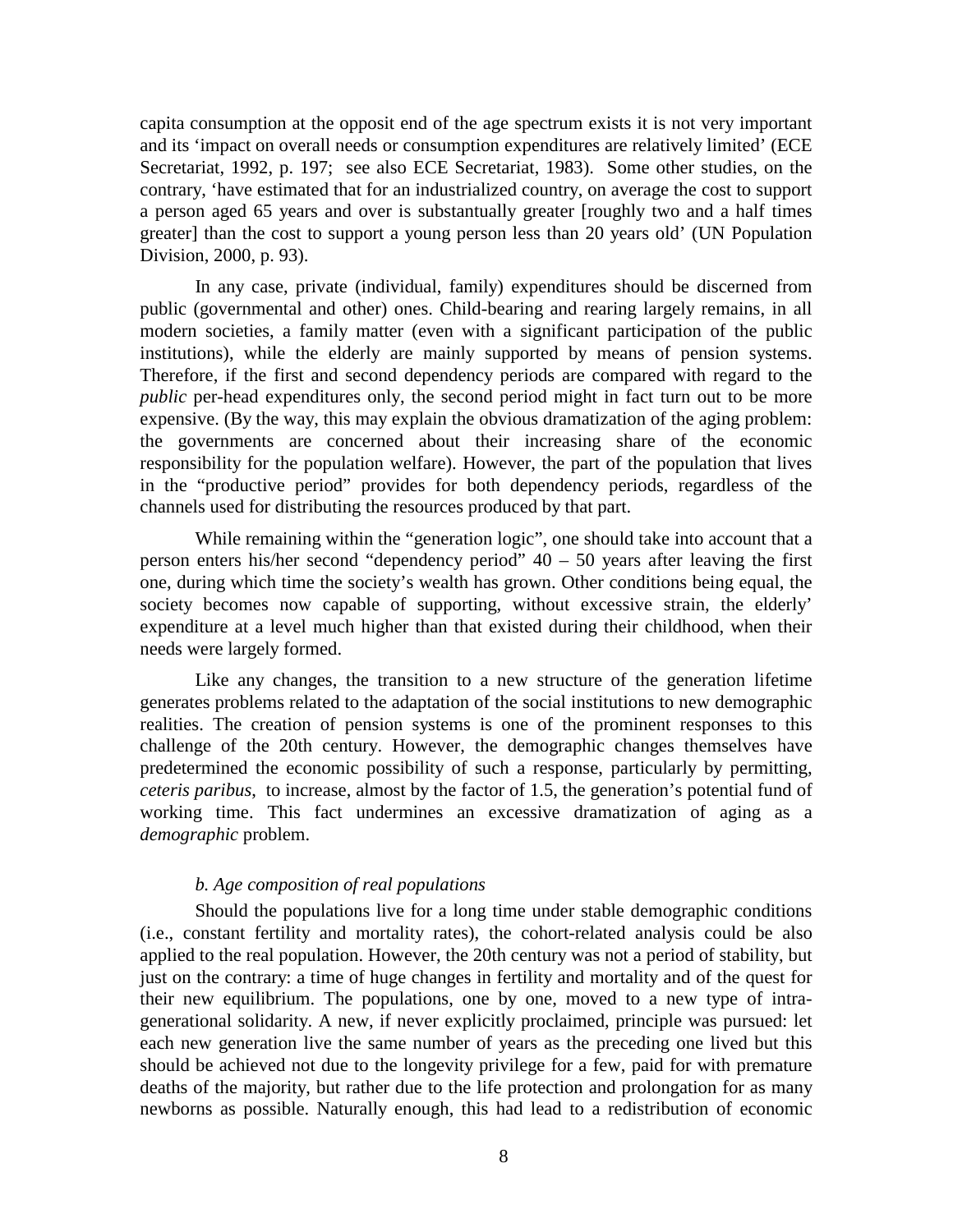capita consumption at the opposit end of the age spectrum exists it is not very important and its 'impact on overall needs or consumption expenditures are relatively limited' (ECE Secretariat, 1992, p. 197; see also ECE Secretariat, 1983). Some other studies, on the contrary, 'have estimated that for an industrialized country, on average the cost to support a person aged 65 years and over is substantually greater [roughly two and a half times greater] than the cost to support a young person less than 20 years old' (UN Population Division, 2000, p. 93).

In any case, private (individual, family) expenditures should be discerned from public (governmental and other) ones. Child-bearing and rearing largely remains, in all modern societies, a family matter (even with a significant participation of the public institutions), while the elderly are mainly supported by means of pension systems. Therefore, if the first and second dependency periods are compared with regard to the *public* per-head expenditures only, the second period might in fact turn out to be more expensive. (By the way, this may explain the obvious dramatization of the aging problem: the governments are concerned about their increasing share of the economic responsibility for the population welfare). However, the part of the population that lives in the "productive period" provides for both dependency periods, regardless of the channels used for distributing the resources produced by that part.

While remaining within the "generation logic", one should take into account that a person enters his/her second "dependency period" 40 – 50 years after leaving the first one, during which time the society's wealth has grown. Other conditions being equal, the society becomes now capable of supporting, without excessive strain, the elderly' expenditure at a level much higher than that existed during their childhood, when their needs were largely formed.

Like any changes, the transition to a new structure of the generation lifetime generates problems related to the adaptation of the social institutions to new demographic realities. The creation of pension systems is one of the prominent responses to this challenge of the 20th century. However, the demographic changes themselves have predetermined the economic possibility of such a response, particularly by permitting, *ceteris paribus*, to increase, almost by the factor of 1.5, the generation's potential fund of working time. This fact undermines an excessive dramatization of aging as a *demographic* problem.

### *b. Age composition of real populations*

Should the populations live for a long time under stable demographic conditions (i.e., constant fertility and mortality rates), the cohort-related analysis could be also applied to the real population. However, the 20th century was not a period of stability, but just on the contrary: a time of huge changes in fertility and mortality and of the quest for their new equilibrium. The populations, one by one, moved to a new type of intra-generational solidarity. A new, if never explicitly proclaimed, principle was pursued: let each new generation live the same number of years as the preceding one lived but this should be achieved not due to the longevity privilege for a few, paid for with premature deaths of the majority, but rather due to the life protection and prolongation for as many newborns as possible. Naturally enough, this had lead to a redistribution of economic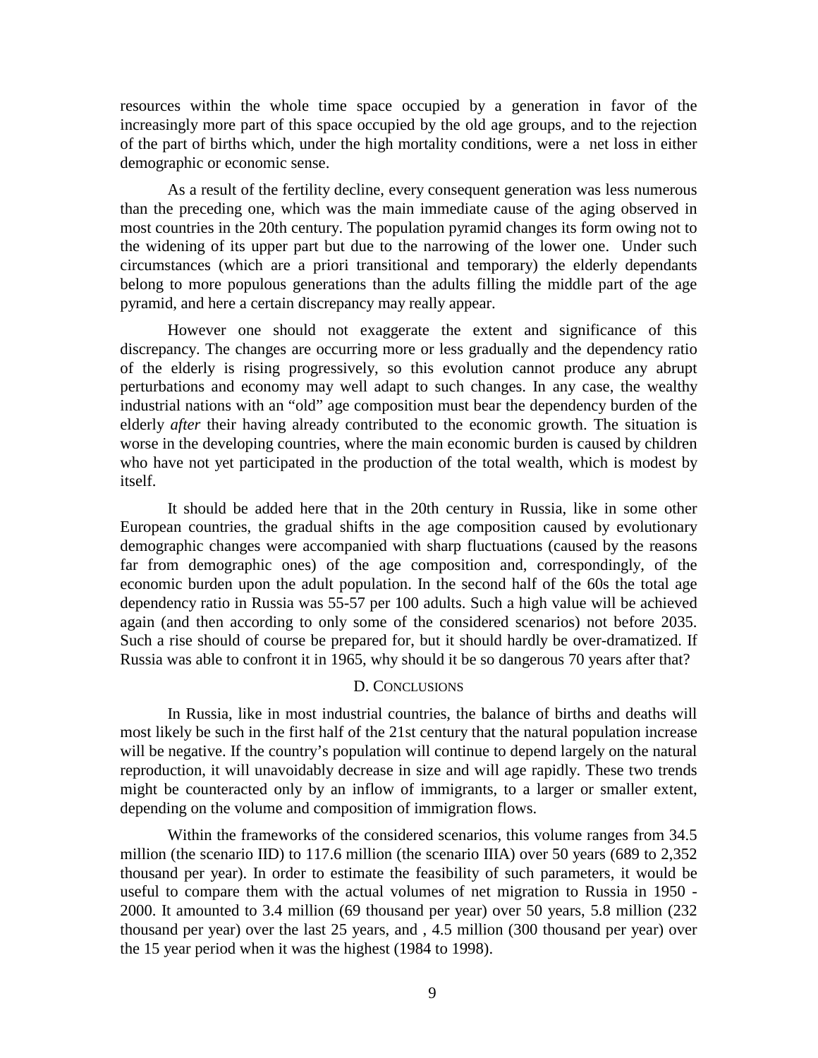resources within the whole time space occupied by a generation in favor of the increasingly more part of this space occupied by the old age groups, and to the rejection of the part of births which, under the high mortality conditions, were a net loss in either demographic or economic sense.

As a result of the fertility decline, every consequent generation was less numerous than the preceding one, which was the main immediate cause of the aging observed in most countries in the 20th century. The population pyramid changes its form owing not to the widening of its upper part but due to the narrowing of the lower one. Under such circumstances (which are a priori transitional and temporary) the elderly dependants belong to more populous generations than the adults filling the middle part of the age pyramid, and here a certain discrepancy may really appear.

However one should not exaggerate the extent and significance of this discrepancy. The changes are occurring more or less gradually and the dependency ratio of the elderly is rising progressively, so this evolution cannot produce any abrupt perturbations and economy may well adapt to such changes. In any case, the wealthy industrial nations with an "old" age composition must bear the dependency burden of the elderly *after* their having already contributed to the economic growth. The situation is worse in the developing countries, where the main economic burden is caused by children who have not yet participated in the production of the total wealth, which is modest by itself.

It should be added here that in the 20th century in Russia, like in some other European countries, the gradual shifts in the age composition caused by evolutionary demographic changes were accompanied with sharp fluctuations (caused by the reasons far from demographic ones) of the age composition and, correspondingly, of the economic burden upon the adult population. In the second half of the 60s the total age dependency ratio in Russia was 55-57 per 100 adults. Such a high value will be achieved again (and then according to only some of the considered scenarios) not before 2035. Such a rise should of course be prepared for, but it should hardly be over-dramatized. If Russia was able to confront it in 1965, why should it be so dangerous 70 years after that?

## D. Conclusions

In Russia, like in most industrial countries, the balance of births and deaths will most likely be such in the first half of the 21st century that the natural population increase will be negative. If the country's population will continue to depend largely on the natural reproduction, it will unavoidably decrease in size and will age rapidly. These two trends might be counteracted only by an inflow of immigrants, to a larger or smaller extent, depending on the volume and composition of immigration flows.

Within the frameworks of the considered scenarios, this volume ranges from 34.5 million (the scenario IID) to 117.6 million (the scenario IIIA) over 50 years (689 to 2,352 thousand per year). In order to estimate the feasibility of such parameters, it would be useful to compare them with the actual volumes of net migration to Russia in 1950 - 2000. It amounted to 3.4 million (69 thousand per year) over 50 years, 5.8 million (232 thousand per year) over the last 25 years, and , 4.5 million (300 thousand per year) over the 15 year period when it was the highest (1984 to 1998).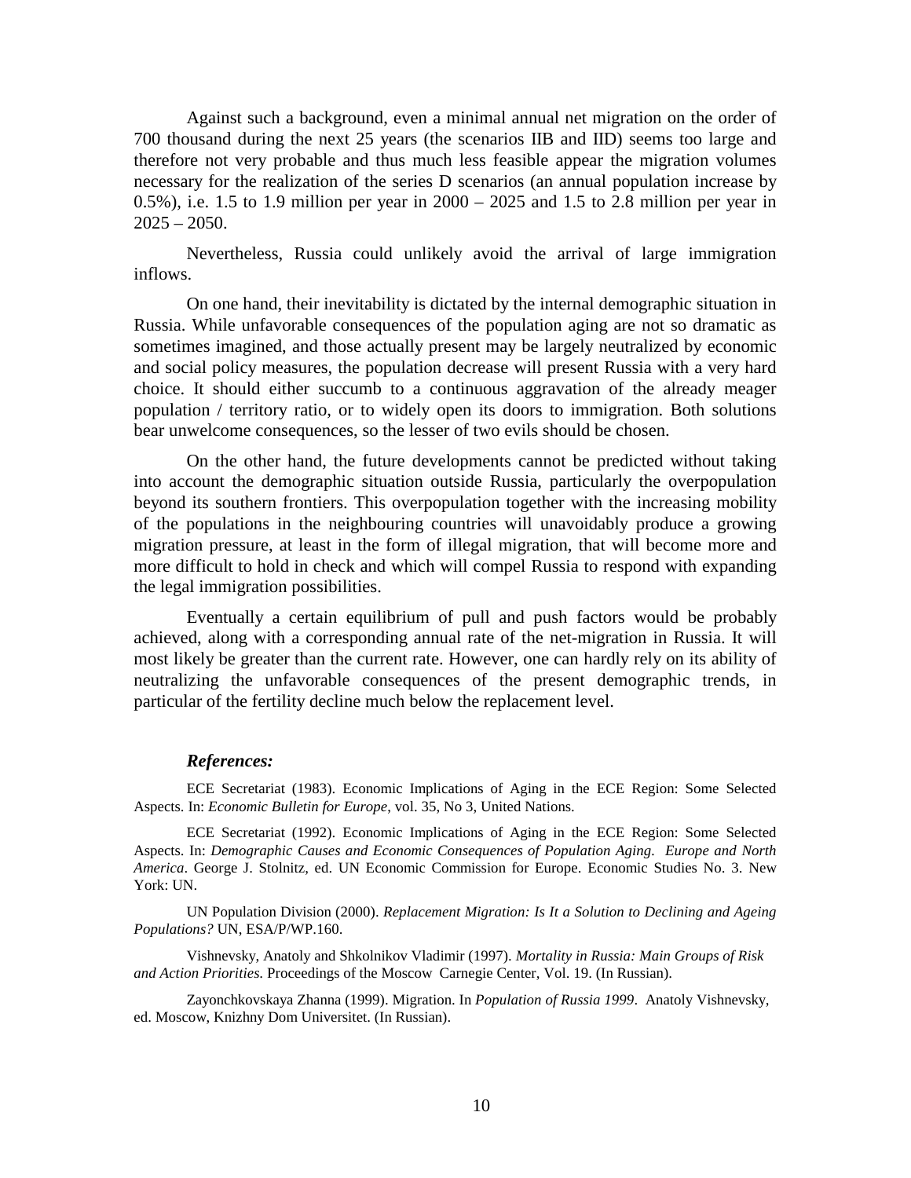Against such a background, even a minimal annual net migration on the order of 700 thousand during the next 25 years (the scenarios IIB and IID) seems too large and therefore not very probable and thus much less feasible appear the migration volumes necessary for the realization of the series D scenarios (an annual population increase by 0.5%), i.e. 1.5 to 1.9 million per year in 2000 – 2025 and 1.5 to 2.8 million per year in 2025 – 2050.

Nevertheless, Russia could unlikely avoid the arrival of large immigration inflows.

On one hand, their inevitability is dictated by the internal demographic situation in Russia. While unfavorable consequences of the population aging are not so dramatic as sometimes imagined, and those actually present may be largely neutralized by economic and social policy measures, the population decrease will present Russia with a very hard choice. It should either succumb to a continuous aggravation of the already meager population / territory ratio, or to widely open its doors to immigration. Both solutions bear unwelcome consequences, so the lesser of two evils should be chosen.

On the other hand, the future developments cannot be predicted without taking into account the demographic situation outside Russia, particularly the overpopulation beyond its southern frontiers. This overpopulation together with the increasing mobility of the populations in the neighbouring countries will unavoidably produce a growing migration pressure, at least in the form of illegal migration, that will become more and more difficult to hold in check and which will compel Russia to respond with expanding the legal immigration possibilities.

Eventually a certain equilibrium of pull and push factors would be probably achieved, along with a corresponding annual rate of the net-migration in Russia. It will most likely be greater than the current rate. However, one can hardly rely on its ability of neutralizing the unfavorable consequences of the present demographic trends, in particular of the fertility decline much below the replacement level.

***References:***

ECE Secretariat (1983). Economic Implications of Aging in the ECE Region: Some Selected Aspects. In: *Economic Bulletin for Europe*, vol. 35, No 3, United Nations.

ECE Secretariat (1992). Economic Implications of Aging in the ECE Region: Some Selected Aspects. In: *Demographic Causes and Economic Consequences of Population Aging. Europe and North America*. George J. Stolnitz, ed. UN Economic Commission for Europe. Economic Studies No. 3. New York: UN.

UN Population Division (2000). *Replacement Migration: Is It a Solution to Declining and Ageing Populations?* UN, ESA/P/WP.160.

Vishnevsky, Anatoly and Shkolnikov Vladimir (1997). *Mortality in Russia: Main Groups of Risk and Action Priorities.* Proceedings of the Moscow Carnegie Center, Vol. 19. (In Russian).

Zayonchkovskaya Zhanna (1999). Migration. In *Population of Russia 1999*. Anatoly Vishnevsky, ed. Moscow, Knizhny Dom Universitet. (In Russian).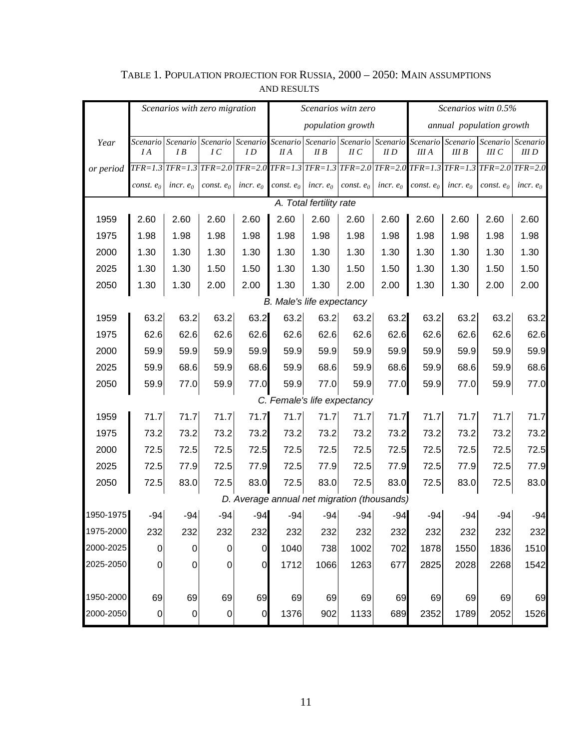TABLE 1. POPULATION PROJECTION FOR RUSSIA, 2000 – 2050: MAIN ASSUMPTIONS AND RESULTS

| Year or period | *Scenarios with zero migration* | | | | *Scenarios witn zero population growth* | | | | *Scenarios witn 0.5% annual population growth* | | | |
|---|---|---|---|---|---|---|---|---|---|---|---|---|
| | *Scenario I A* | *Scenario I B* | *Scenario I C* | *Scenario I D* | *Scenario II A* | *Scenario II B* | *Scenario II C* | *Scenario II D* | *Scenario III A* | *Scenario III B* | *Scenario III C* | *Scenario III D* |
| | *TFR=1.3* | *TFR=1.3* | *TFR=2.0* | *TFR=2.0* | *TFR=1.3* | *TFR=1.3* | *TFR=2.0* | *TFR=2.0* | *TFR=1.3* | *TFR=1.3* | *TFR=2.0* | *TFR=2.0* |
| | *const.* $e_0$ | *incr.* $e_0$ | *const.* $e_0$ | *incr.* $e_0$ | *const.* $e_0$ | *incr.* $e_0$ | *const.* $e_0$ | *incr.* $e_0$ | *const.* $e_0$ | *incr.* $e_0$ | *const.* $e_0$ | *incr.* $e_0$ |
| *A. Total fertility rate* | | | | | | | | | | | | |
| 1959 | 2.60 | 2.60 | 2.60 | 2.60 | 2.60 | 2.60 | 2.60 | 2.60 | 2.60 | 2.60 | 2.60 | 2.60 |
| 1975 | 1.98 | 1.98 | 1.98 | 1.98 | 1.98 | 1.98 | 1.98 | 1.98 | 1.98 | 1.98 | 1.98 | 1.98 |
| 2000 | 1.30 | 1.30 | 1.30 | 1.30 | 1.30 | 1.30 | 1.30 | 1.30 | 1.30 | 1.30 | 1.30 | 1.30 |
| 2025 | 1.30 | 1.30 | 1.50 | 1.50 | 1.30 | 1.30 | 1.50 | 1.50 | 1.30 | 1.30 | 1.50 | 1.50 |
| 2050 | 1.30 | 1.30 | 2.00 | 2.00 | 1.30 | 1.30 | 2.00 | 2.00 | 1.30 | 1.30 | 2.00 | 2.00 |
| *B. Male's life expectancy* | | | | | | | | | | | | |
| 1959 | 63.2 | 63.2 | 63.2 | 63.2 | 63.2 | 63.2 | 63.2 | 63.2 | 63.2 | 63.2 | 63.2 | 63.2 |
| 1975 | 62.6 | 62.6 | 62.6 | 62.6 | 62.6 | 62.6 | 62.6 | 62.6 | 62.6 | 62.6 | 62.6 | 62.6 |
| 2000 | 59.9 | 59.9 | 59.9 | 59.9 | 59.9 | 59.9 | 59.9 | 59.9 | 59.9 | 59.9 | 59.9 | 59.9 |
| 2025 | 59.9 | 68.6 | 59.9 | 68.6 | 59.9 | 68.6 | 59.9 | 68.6 | 59.9 | 68.6 | 59.9 | 68.6 |
| 2050 | 59.9 | 77.0 | 59.9 | 77.0 | 59.9 | 77.0 | 59.9 | 77.0 | 59.9 | 77.0 | 59.9 | 77.0 |
| *C. Female's life expectancy* | | | | | | | | | | | | |
| 1959 | 71.7 | 71.7 | 71.7 | 71.7 | 71.7 | 71.7 | 71.7 | 71.7 | 71.7 | 71.7 | 71.7 | 71.7 |
| 1975 | 73.2 | 73.2 | 73.2 | 73.2 | 73.2 | 73.2 | 73.2 | 73.2 | 73.2 | 73.2 | 73.2 | 73.2 |
| 2000 | 72.5 | 72.5 | 72.5 | 72.5 | 72.5 | 72.5 | 72.5 | 72.5 | 72.5 | 72.5 | 72.5 | 72.5 |
| 2025 | 72.5 | 77.9 | 72.5 | 77.9 | 72.5 | 77.9 | 72.5 | 77.9 | 72.5 | 77.9 | 72.5 | 77.9 |
| 2050 | 72.5 | 83.0 | 72.5 | 83.0 | 72.5 | 83.0 | 72.5 | 83.0 | 72.5 | 83.0 | 72.5 | 83.0 |
| *D. Average annual net migration (thousands)* | | | | | | | | | | | | |
| 1950-1975 | -94 | -94 | -94 | -94 | -94 | -94 | -94 | -94 | -94 | -94 | -94 | -94 |
| 1975-2000 | 232 | 232 | 232 | 232 | 232 | 232 | 232 | 232 | 232 | 232 | 232 | 232 |
| 2000-2025 | 0 | 0 | 0 | 0 | 1040 | 738 | 1002 | 702 | 1878 | 1550 | 1836 | 1510 |
| 2025-2050 | 0 | 0 | 0 | 0 | 1712 | 1066 | 1263 | 677 | 2825 | 2028 | 2268 | 1542 |
| | | | | | | | | | | | | |
| 1950-2000 | 69 | 69 | 69 | 69 | 69 | 69 | 69 | 69 | 69 | 69 | 69 | 69 |
| 2000-2050 | 0 | 0 | 0 | 0 | 1376 | 902 | 1133 | 689 | 2352 | 1789 | 2052 | 1526 |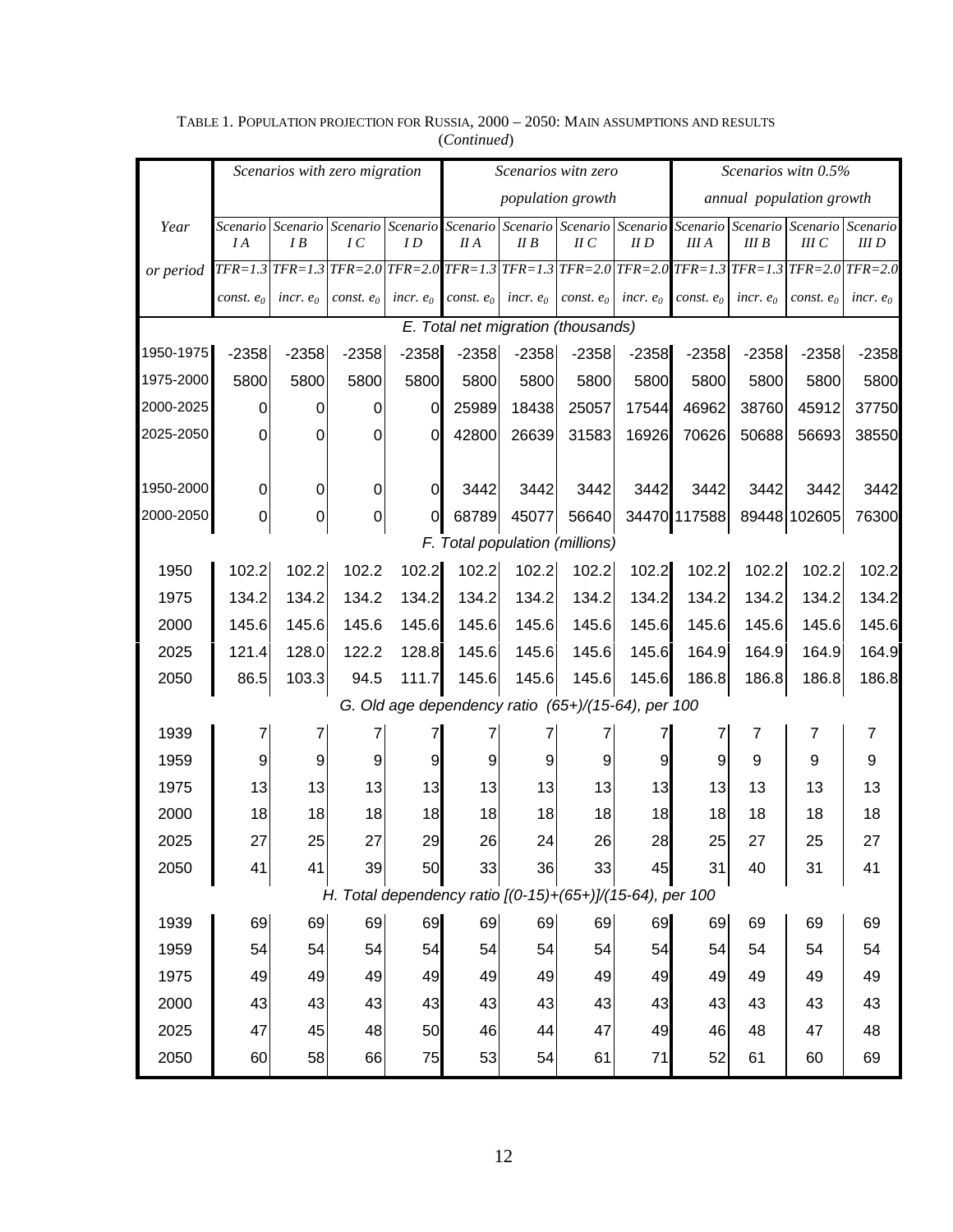TABLE 1. POPULATION PROJECTION FOR RUSSIA, 2000 – 2050: MAIN ASSUMPTIONS AND RESULTS
(*Continued*)

| Year or period | *Scenarios with zero migration* | | | | *Scenarios witn zero population growth* | | | | *Scenarios witn 0.5% annual population growth* | | | |
|---|---|---|---|---|---|---|---|---|---|---|---|---|
| | *Scenario I A* | *Scenario I B* | *Scenario I C* | *Scenario I D* | *Scenario II A* | *Scenario II B* | *Scenario II C* | *Scenario II D* | *Scenario III A* | *Scenario III B* | *Scenario III C* | *Scenario III D* |
| | *TFR=1.3* | *TFR=1.3* | *TFR=2.0* | *TFR=2.0* | *TFR=1.3* | *TFR=1.3* | *TFR=2.0* | *TFR=2.0* | *TFR=1.3* | *TFR=1.3* | *TFR=2.0* | *TFR=2.0* |
| | *const.* $e_0$ | *incr.* $e_0$ | *const.* $e_0$ | *incr.* $e_0$ | *const.* $e_0$ | *incr.* $e_0$ | *const.* $e_0$ | *incr.* $e_0$ | *const.* $e_0$ | *incr.* $e_0$ | *const.* $e_0$ | *incr.* $e_0$ |
| *E. Total net migration (thousands)* | | | | | | | | | | | | |
| 1950-1975 | -2358 | -2358 | -2358 | -2358 | -2358 | -2358 | -2358 | -2358 | -2358 | -2358 | -2358 | -2358 |
| 1975-2000 | 5800 | 5800 | 5800 | 5800 | 5800 | 5800 | 5800 | 5800 | 5800 | 5800 | 5800 | 5800 |
| 2000-2025 | 0 | 0 | 0 | 0 | 25989 | 18438 | 25057 | 17544 | 46962 | 38760 | 45912 | 37750 |
| 2025-2050 | 0 | 0 | 0 | 0 | 42800 | 26639 | 31583 | 16926 | 70626 | 50688 | 56693 | 38550 |
| 1950-2000 | 0 | 0 | 0 | 0 | 3442 | 3442 | 3442 | 3442 | 3442 | 3442 | 3442 | 3442 |
| 2000-2050 | 0 | 0 | 0 | 0 | 68789 | 45077 | 56640 | 34470 | 117588 | 89448 | 102605 | 76300 |
| *F. Total population (millions)* | | | | | | | | | | | | |
| 1950 | 102.2 | 102.2 | 102.2 | 102.2 | 102.2 | 102.2 | 102.2 | 102.2 | 102.2 | 102.2 | 102.2 | 102.2 |
| 1975 | 134.2 | 134.2 | 134.2 | 134.2 | 134.2 | 134.2 | 134.2 | 134.2 | 134.2 | 134.2 | 134.2 | 134.2 |
| 2000 | 145.6 | 145.6 | 145.6 | 145.6 | 145.6 | 145.6 | 145.6 | 145.6 | 145.6 | 145.6 | 145.6 | 145.6 |
| 2025 | 121.4 | 128.0 | 122.2 | 128.8 | 145.6 | 145.6 | 145.6 | 145.6 | 164.9 | 164.9 | 164.9 | 164.9 |
| 2050 | 86.5 | 103.3 | 94.5 | 111.7 | 145.6 | 145.6 | 145.6 | 145.6 | 186.8 | 186.8 | 186.8 | 186.8 |
| *G. Old age dependency ratio (65+)/(15-64), per 100* | | | | | | | | | | | | |
| 1939 | 7 | 7 | 7 | 7 | 7 | 7 | 7 | 7 | 7 | 7 | 7 | 7 |
| 1959 | 9 | 9 | 9 | 9 | 9 | 9 | 9 | 9 | 9 | 9 | 9 | 9 |
| 1975 | 13 | 13 | 13 | 13 | 13 | 13 | 13 | 13 | 13 | 13 | 13 | 13 |
| 2000 | 18 | 18 | 18 | 18 | 18 | 18 | 18 | 18 | 18 | 18 | 18 | 18 |
| 2025 | 27 | 25 | 27 | 29 | 26 | 24 | 26 | 28 | 25 | 27 | 25 | 27 |
| 2050 | 41 | 41 | 39 | 50 | 33 | 36 | 33 | 45 | 31 | 40 | 31 | 41 |
| *H. Total dependency ratio [(0-15)+(65+)]/(15-64), per 100* | | | | | | | | | | | | |
| 1939 | 69 | 69 | 69 | 69 | 69 | 69 | 69 | 69 | 69 | 69 | 69 | 69 |
| 1959 | 54 | 54 | 54 | 54 | 54 | 54 | 54 | 54 | 54 | 54 | 54 | 54 |
| 1975 | 49 | 49 | 49 | 49 | 49 | 49 | 49 | 49 | 49 | 49 | 49 | 49 |
| 2000 | 43 | 43 | 43 | 43 | 43 | 43 | 43 | 43 | 43 | 43 | 43 | 43 |
| 2025 | 47 | 45 | 48 | 50 | 46 | 44 | 47 | 49 | 46 | 48 | 47 | 48 |
| 2050 | 60 | 58 | 66 | 75 | 53 | 54 | 61 | 71 | 52 | 61 | 60 | 69 |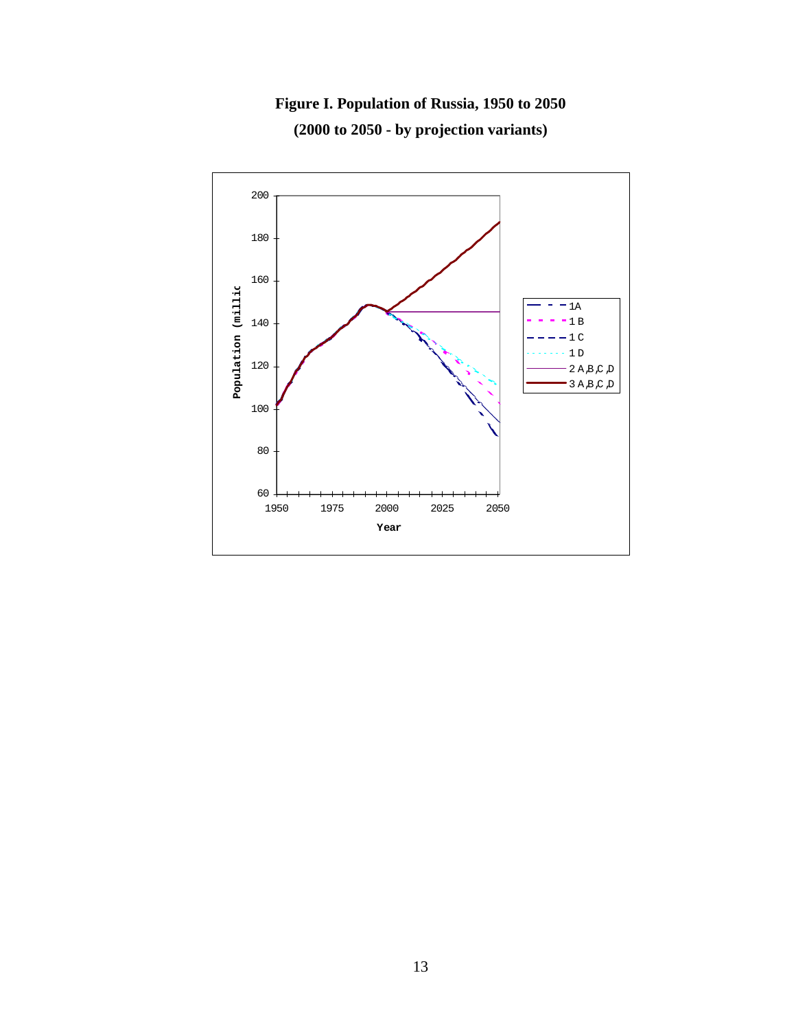**Figure I. Population of Russia, 1950 to 2050**

**(2000 to 2050 - by projection variants)**

200
180
160
140
120
100
80
60

Population (millio

1950
1975
2000
2025
2050

Year

1A
1 B
1 C
1 D
2 A ,B ,C ,D
3 A ,B ,C ,D